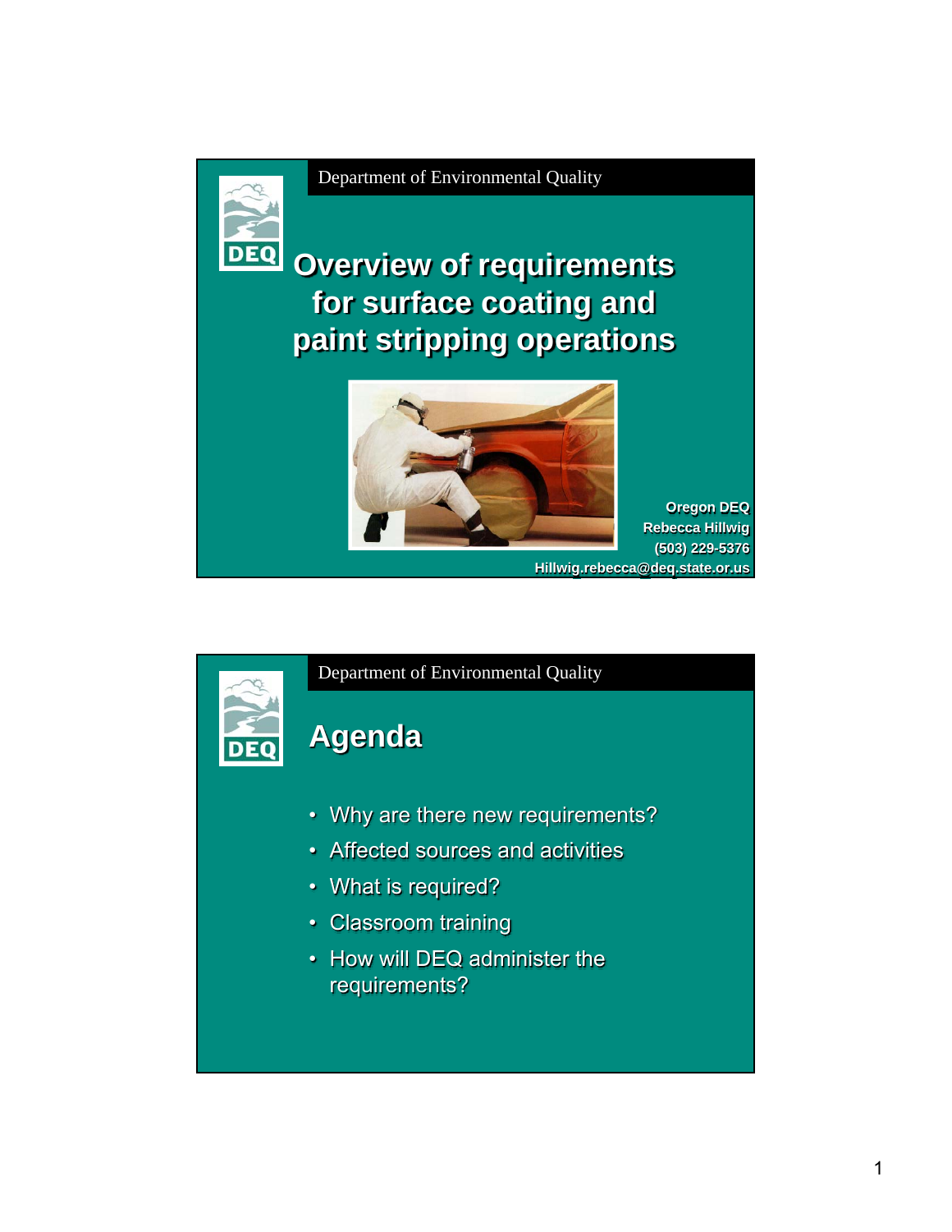Department of Environmental Quality

# Overview of requirements for surface coating and paint stripping operations

Oregon DEQ
Rebecca Hillwig
(503) 229-5376
Hillwig.rebecca@deq.state.or.us

---

Department of Environmental Quality

## Agenda

- Why are there new requirements?
- Affected sources and activities
- What is required?
- Classroom training
- How will DEQ administer the requirements?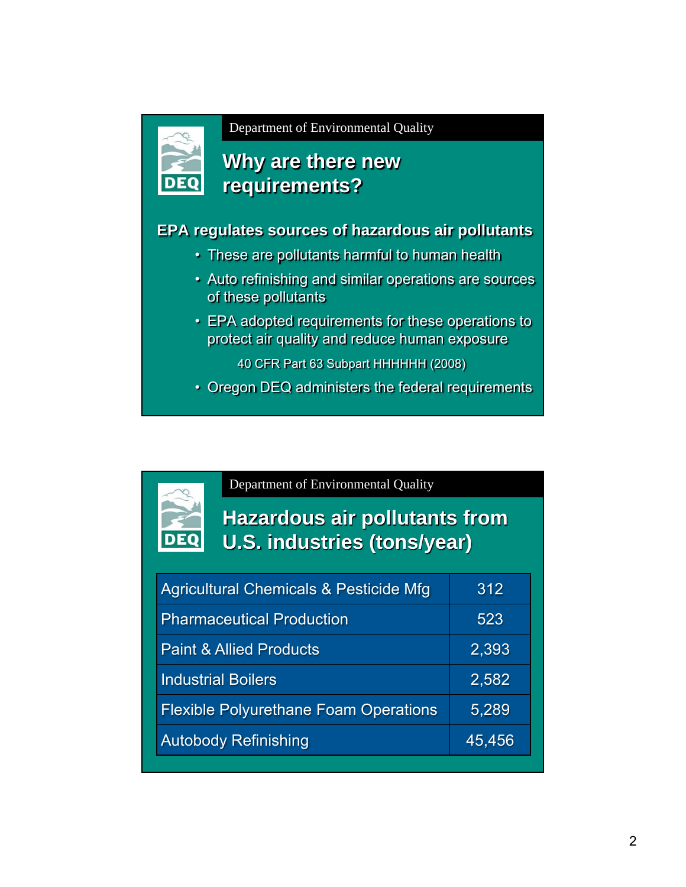Department of Environmental Quality

## Why are there new requirements?

**EPA regulates sources of hazardous air pollutants**

- These are pollutants harmful to human health
- Auto refinishing and similar operations are sources of these pollutants
- EPA adopted requirements for these operations to protect air quality and reduce human exposure

  40 CFR Part 63 Subpart HHHHHH (2008)

- Oregon DEQ administers the federal requirements

Department of Environmental Quality

## Hazardous air pollutants from U.S. industries (tons/year)

| Industry | Tons/year |
|---|---|
| Agricultural Chemicals & Pesticide Mfg | 312 |
| Pharmaceutical Production | 523 |
| Paint & Allied Products | 2,393 |
| Industrial Boilers | 2,582 |
| Flexible Polyurethane Foam Operations | 5,289 |
| Autobody Refinishing | 45,456 |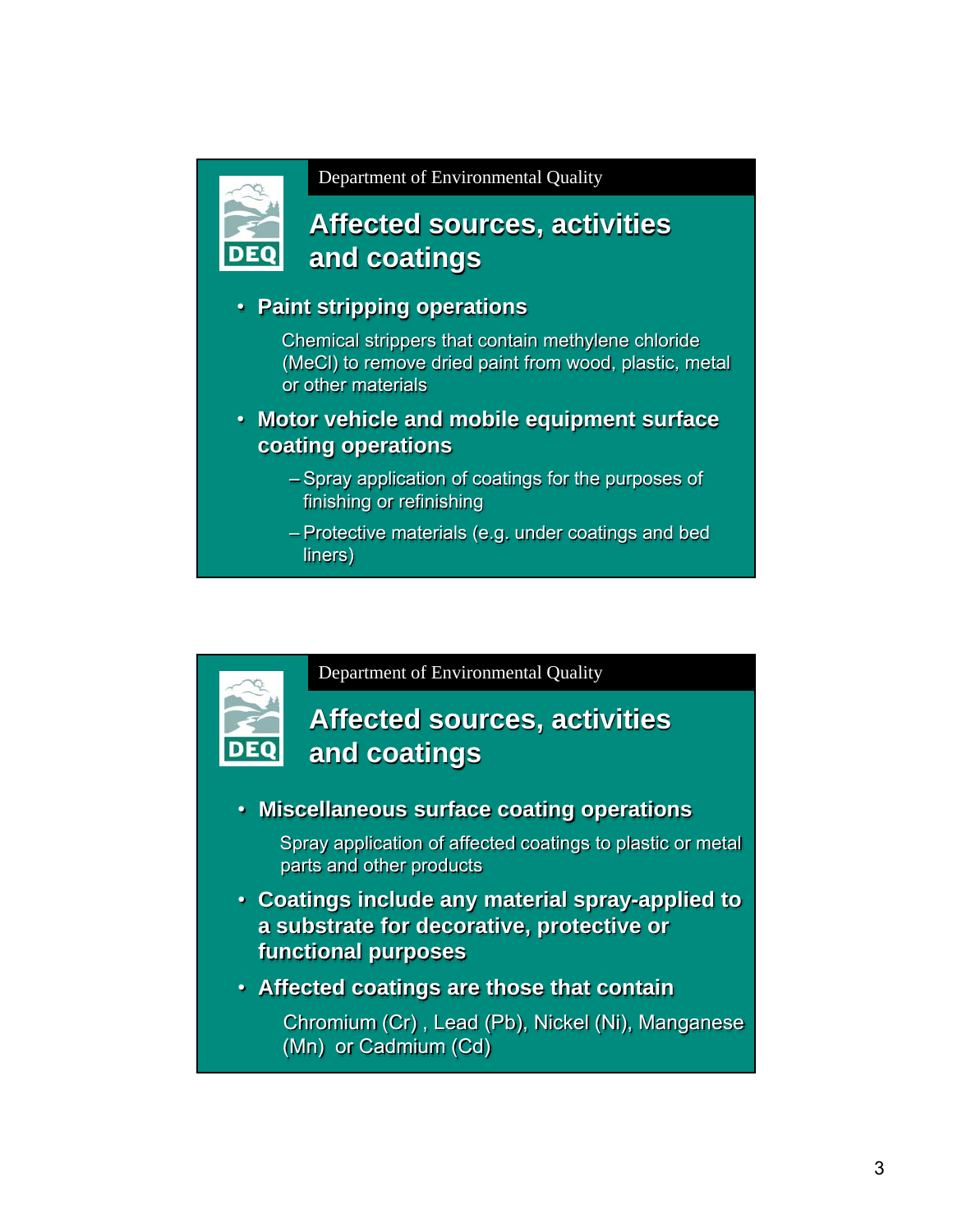Department of Environmental Quality

## Affected sources, activities and coatings

- **Paint stripping operations**

  Chemical strippers that contain methylene chloride (MeCl) to remove dried paint from wood, plastic, metal or other materials

- **Motor vehicle and mobile equipment surface coating operations**
  - Spray application of coatings for the purposes of finishing or refinishing
  - Protective materials (e.g. under coatings and bed liners)

Department of Environmental Quality

## Affected sources, activities and coatings

- **Miscellaneous surface coating operations**

  Spray application of affected coatings to plastic or metal parts and other products

- **Coatings include any material spray-applied to a substrate for decorative, protective or functional purposes**

- **Affected coatings are those that contain**

  Chromium (Cr) , Lead (Pb), Nickel (Ni), Manganese (Mn) or Cadmium (Cd)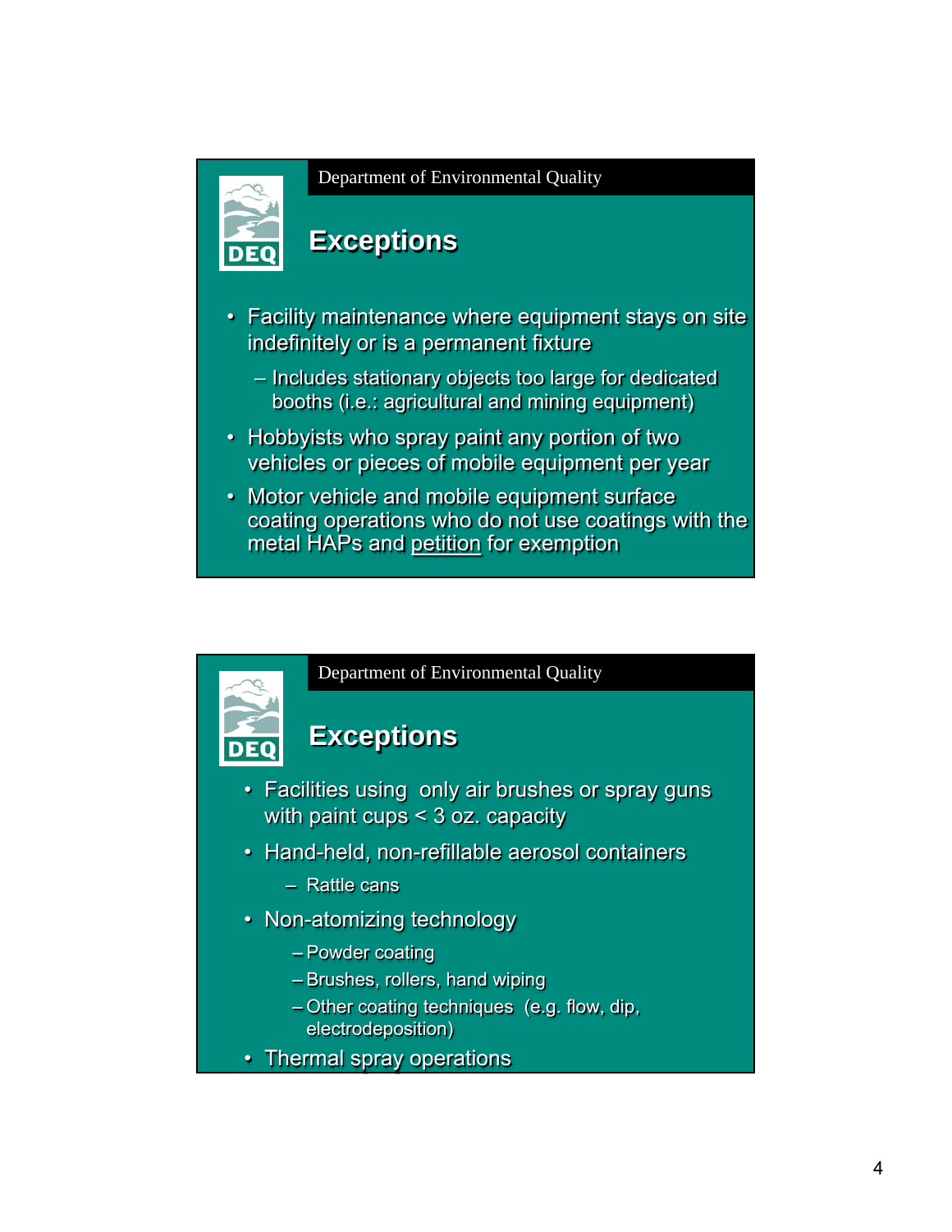Department of Environmental Quality

## Exceptions

- Facility maintenance where equipment stays on site indefinitely or is a permanent fixture
  - Includes stationary objects too large for dedicated booths (i.e.: agricultural and mining equipment)
- Hobbyists who spray paint any portion of two vehicles or pieces of mobile equipment per year
- Motor vehicle and mobile equipment surface coating operations who do not use coatings with the metal HAPs and petition for exemption

Department of Environmental Quality

## Exceptions

- Facilities using only air brushes or spray guns with paint cups < 3 oz. capacity
- Hand-held, non-refillable aerosol containers
  - Rattle cans
- Non-atomizing technology
  - Powder coating
  - Brushes, rollers, hand wiping
  - Other coating techniques (e.g. flow, dip, electrodeposition)
- Thermal spray operations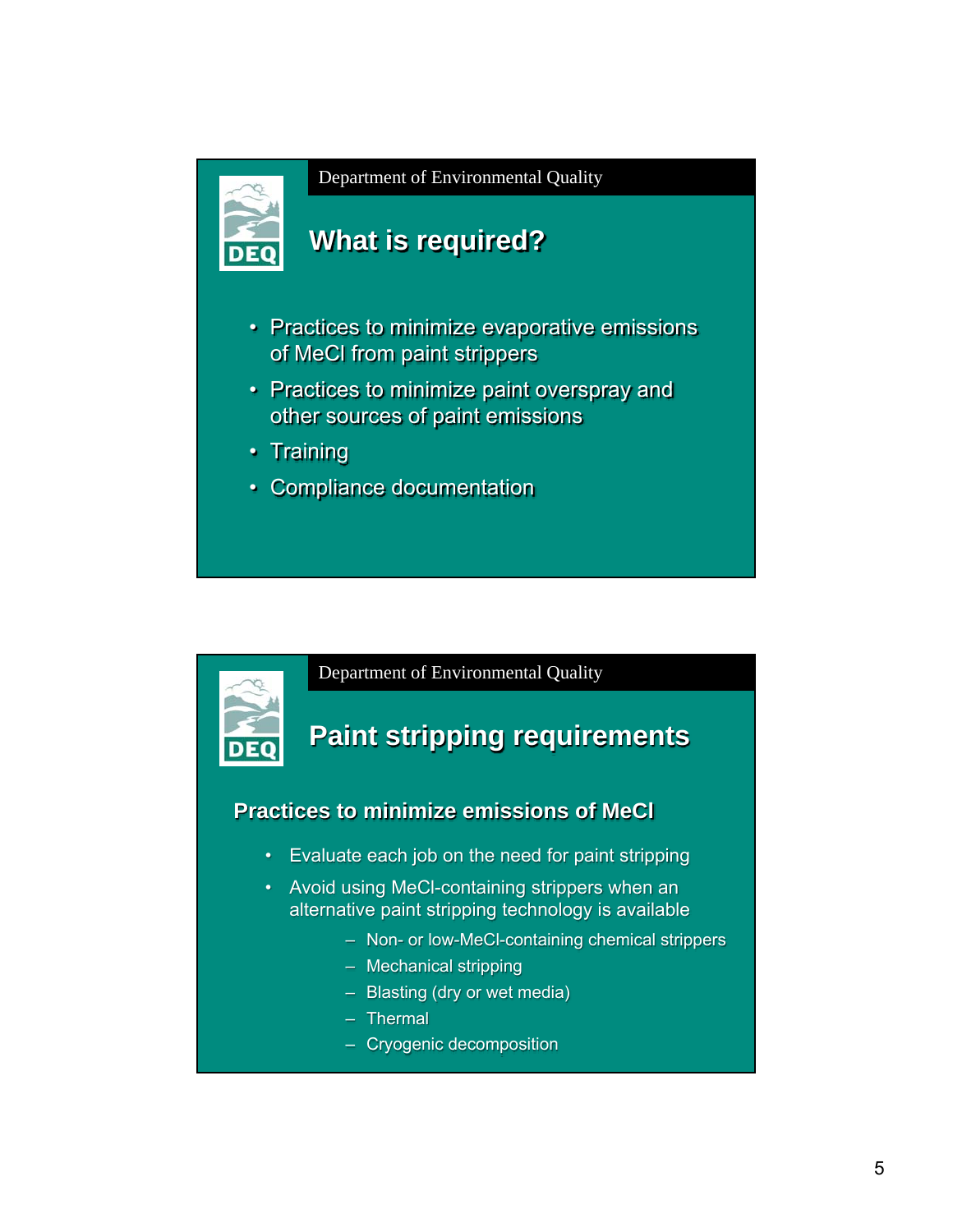Department of Environmental Quality

## What is required?

- Practices to minimize evaporative emissions of MeCl from paint strippers
- Practices to minimize paint overspray and other sources of paint emissions
- Training
- Compliance documentation

Department of Environmental Quality

## Paint stripping requirements

### Practices to minimize emissions of MeCl

- Evaluate each job on the need for paint stripping
- Avoid using MeCl-containing strippers when an alternative paint stripping technology is available
  - Non- or low-MeCl-containing chemical strippers
  - Mechanical stripping
  - Blasting (dry or wet media)
  - Thermal
  - Cryogenic decomposition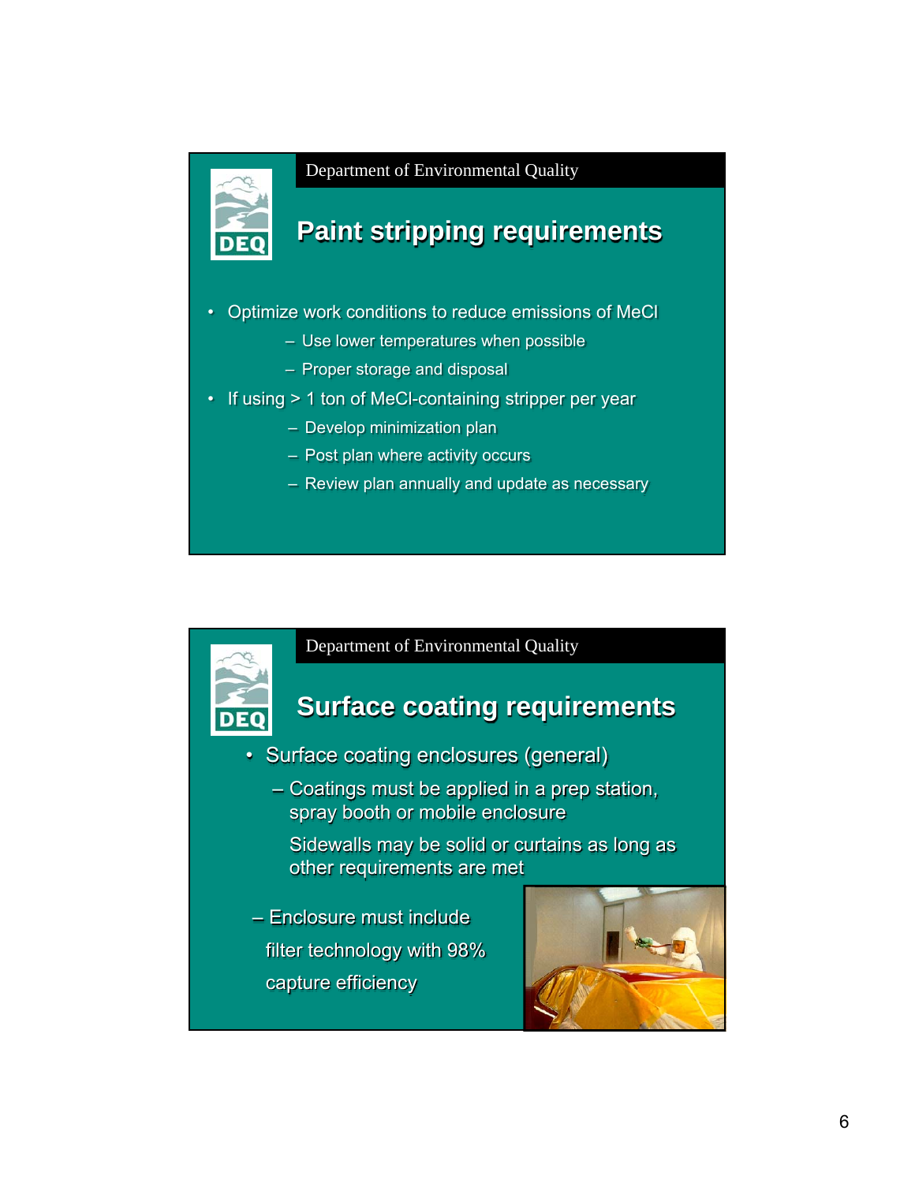Department of Environmental Quality

## Paint stripping requirements

- Optimize work conditions to reduce emissions of MeCl
  - Use lower temperatures when possible
  - Proper storage and disposal
- If using > 1 ton of MeCl-containing stripper per year
  - Develop minimization plan
  - Post plan where activity occurs
  - Review plan annually and update as necessary

Department of Environmental Quality

## Surface coating requirements

- Surface coating enclosures (general)
  - Coatings must be applied in a prep station, spray booth or mobile enclosure

    Sidewalls may be solid or curtains as long as other requirements are met
  - Enclosure must include filter technology with 98% capture efficiency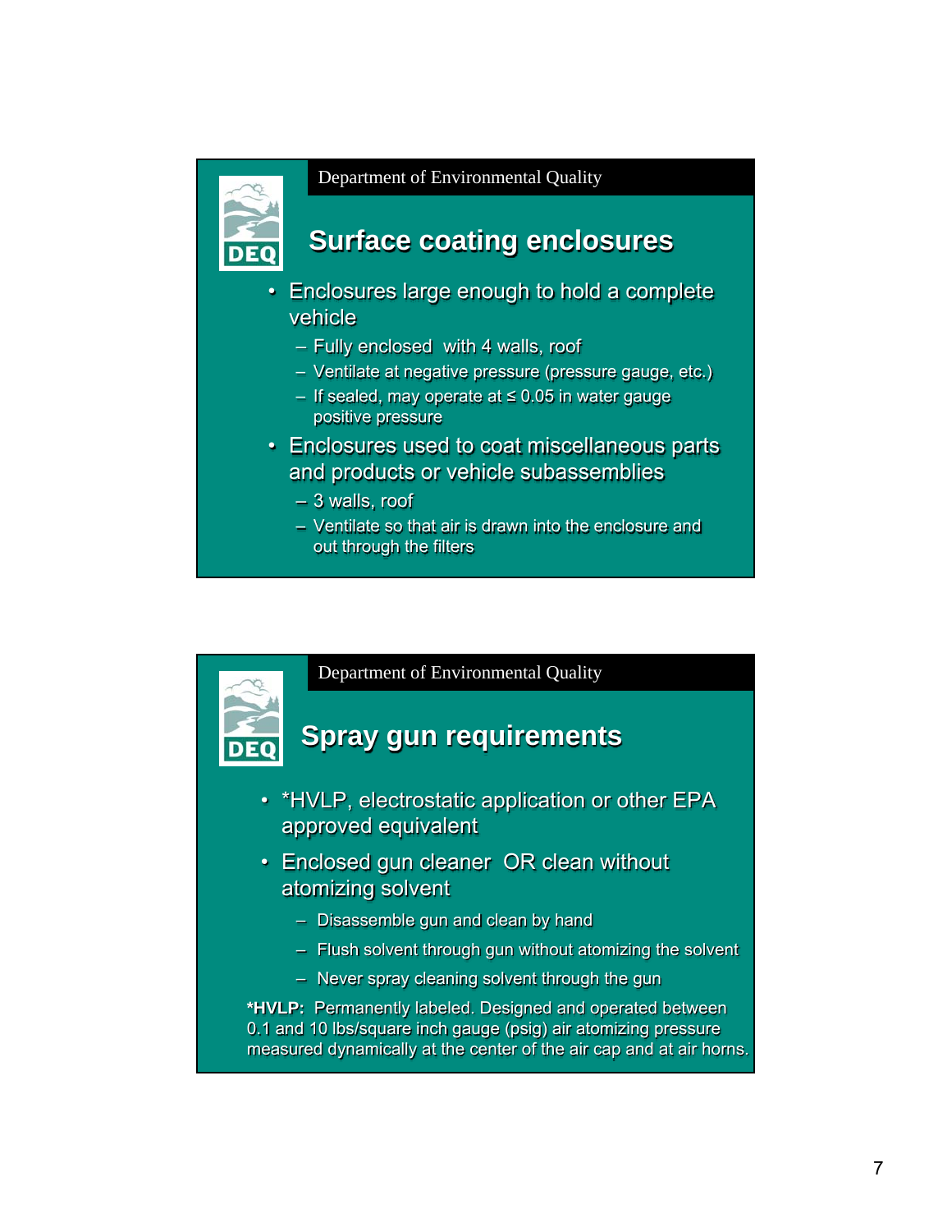Department of Environmental Quality

## Surface coating enclosures

- Enclosures large enough to hold a complete vehicle
  - Fully enclosed with 4 walls, roof
  - Ventilate at negative pressure (pressure gauge, etc.)
  - If sealed, may operate at ≤ 0.05 in water gauge positive pressure
- Enclosures used to coat miscellaneous parts and products or vehicle subassemblies
  - 3 walls, roof
  - Ventilate so that air is drawn into the enclosure and out through the filters

Department of Environmental Quality

## Spray gun requirements

- *HVLP, electrostatic application or other EPA approved equivalent
- Enclosed gun cleaner OR clean without atomizing solvent
  - Disassemble gun and clean by hand
  - Flush solvent through gun without atomizing the solvent
  - Never spray cleaning solvent through the gun

**\*HVLP:** Permanently labeled. Designed and operated between 0.1 and 10 lbs/square inch gauge (psig) air atomizing pressure measured dynamically at the center of the air cap and at air horns.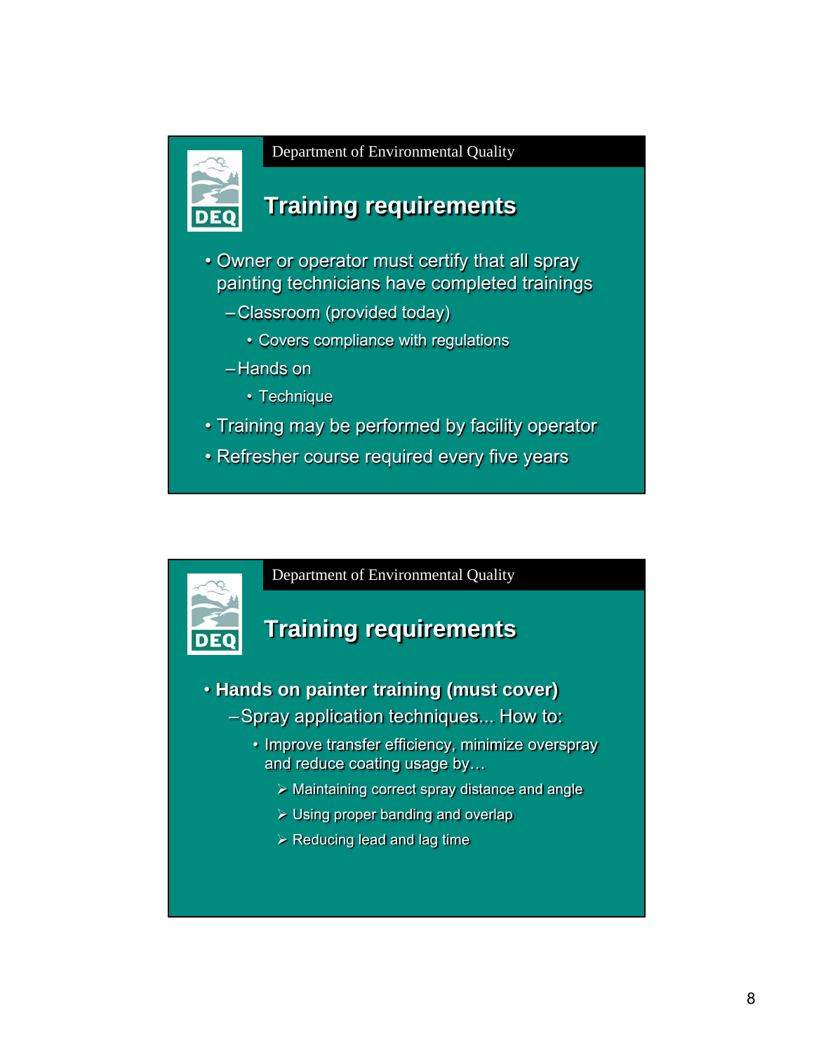Department of Environmental Quality

## Training requirements

- Owner or operator must certify that all spray painting technicians have completed trainings
  - Classroom (provided today)
    - Covers compliance with regulations
  - Hands on
    - Technique
- Training may be performed by facility operator
- Refresher course required every five years

Department of Environmental Quality

## Training requirements

- **Hands on painter training (must cover)**
  - Spray application techniques... How to:
    - Improve transfer efficiency, minimize overspray and reduce coating usage by…
      - Maintaining correct spray distance and angle
      - Using proper banding and overlap
      - Reducing lead and lag time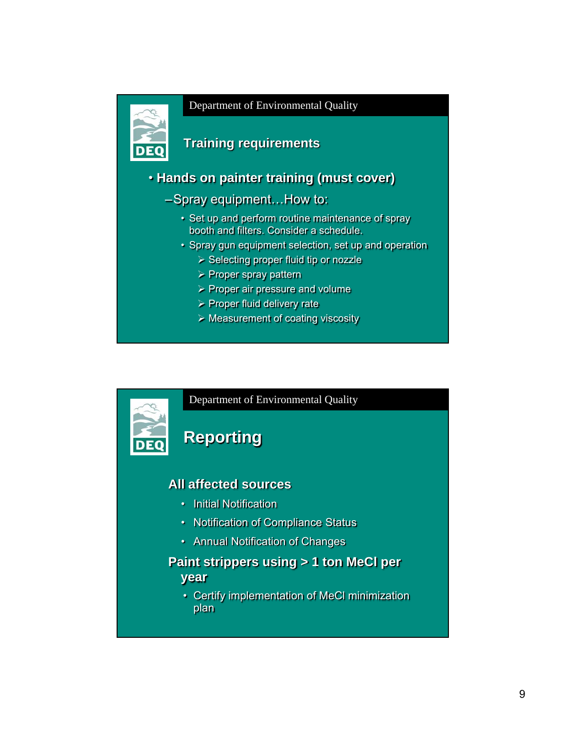Department of Environmental Quality

## Training requirements

- **Hands on painter training (must cover)**
  - Spray equipment…How to:
    - Set up and perform routine maintenance of spray booth and filters. Consider a schedule.
    - Spray gun equipment selection, set up and operation
      - Selecting proper fluid tip or nozzle
      - Proper spray pattern
      - Proper air pressure and volume
      - Proper fluid delivery rate
      - Measurement of coating viscosity

Department of Environmental Quality

## Reporting

**All affected sources**

- Initial Notification
- Notification of Compliance Status
- Annual Notification of Changes

**Paint strippers using > 1 ton MeCl per year**

- Certify implementation of MeCl minimization plan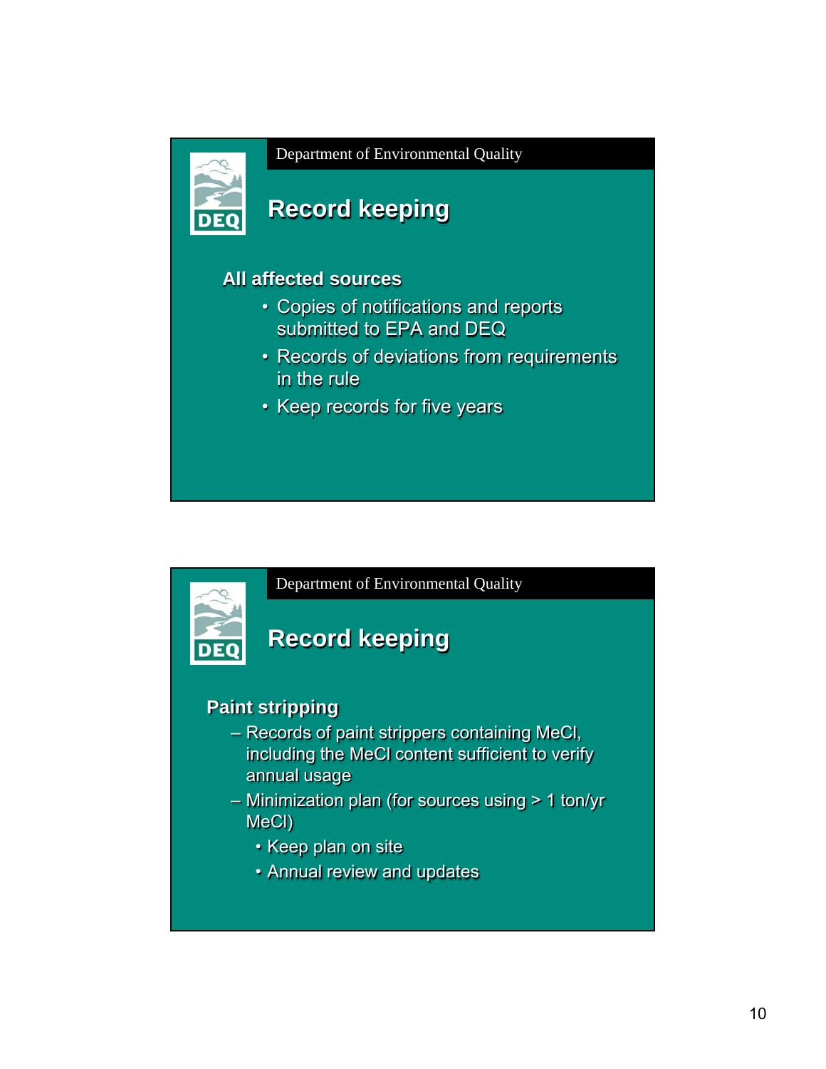Department of Environmental Quality

# Record keeping

**All affected sources**

- Copies of notifications and reports submitted to EPA and DEQ
- Records of deviations from requirements in the rule
- Keep records for five years

Department of Environmental Quality

# Record keeping

**Paint stripping**

- Records of paint strippers containing MeCl, including the MeCl content sufficient to verify annual usage
- Minimization plan (for sources using > 1 ton/yr MeCl)
  - Keep plan on site
  - Annual review and updates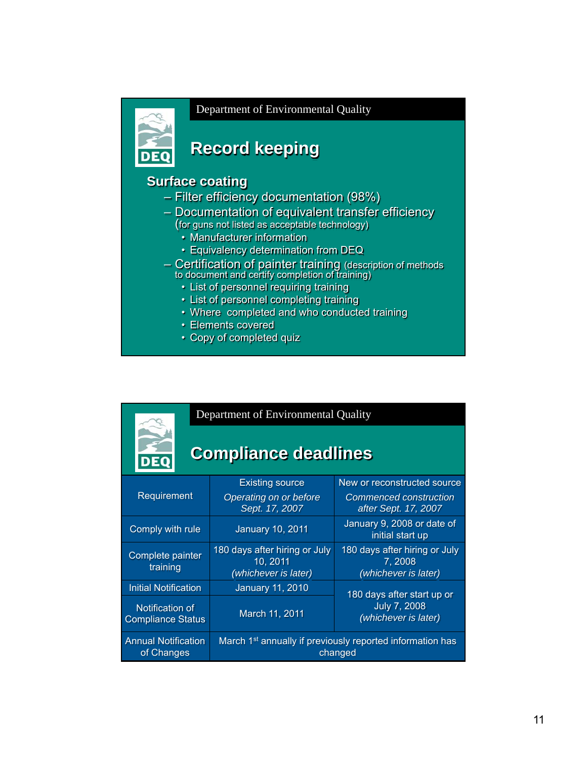Department of Environmental Quality

## Record keeping

### Surface coating

- Filter efficiency documentation (98%)
- Documentation of equivalent transfer efficiency (for guns not listed as acceptable technology)
  - Manufacturer information
  - Equivalency determination from DEQ
- Certification of painter training (description of methods to document and certify completion of training)
  - List of personnel requiring training
  - List of personnel completing training
  - Where completed and who conducted training
  - Elements covered
  - Copy of completed quiz

Department of Environmental Quality

## Compliance deadlines

| Requirement | Existing source *Operating on or before Sept. 17, 2007* | New or reconstructed source *Commenced construction after Sept. 17, 2007* |
|---|---|---|
| Comply with rule | January 10, 2011 | January 9, 2008 or date of initial start up |
| Complete painter training | 180 days after hiring or July 10, 2011 *(whichever is later)* | 180 days after hiring or July 7, 2008 *(whichever is later)* |
| Initial Notification | January 11, 2010 | 180 days after start up or July 7, 2008 *(whichever is later)* |
| Notification of Compliance Status | March 11, 2011 | |
| Annual Notification of Changes | March 1st annually if previously reported information has changed | |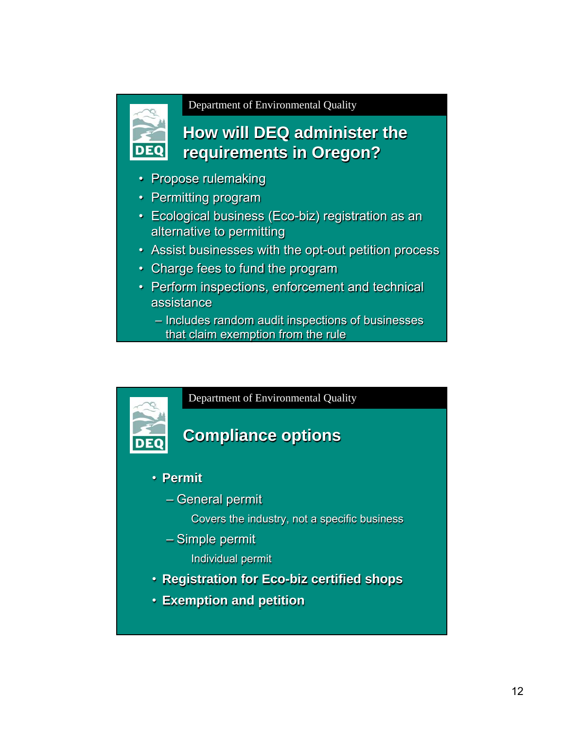Department of Environmental Quality

## How will DEQ administer the requirements in Oregon?

- Propose rulemaking
- Permitting program
- Ecological business (Eco-biz) registration as an alternative to permitting
- Assist businesses with the opt-out petition process
- Charge fees to fund the program
- Perform inspections, enforcement and technical assistance
  - Includes random audit inspections of businesses that claim exemption from the rule

Department of Environmental Quality

## Compliance options

- **Permit**
  - General permit
    
    Covers the industry, not a specific business
  - Simple permit
    
    Individual permit
- **Registration for Eco-biz certified shops**
- **Exemption and petition**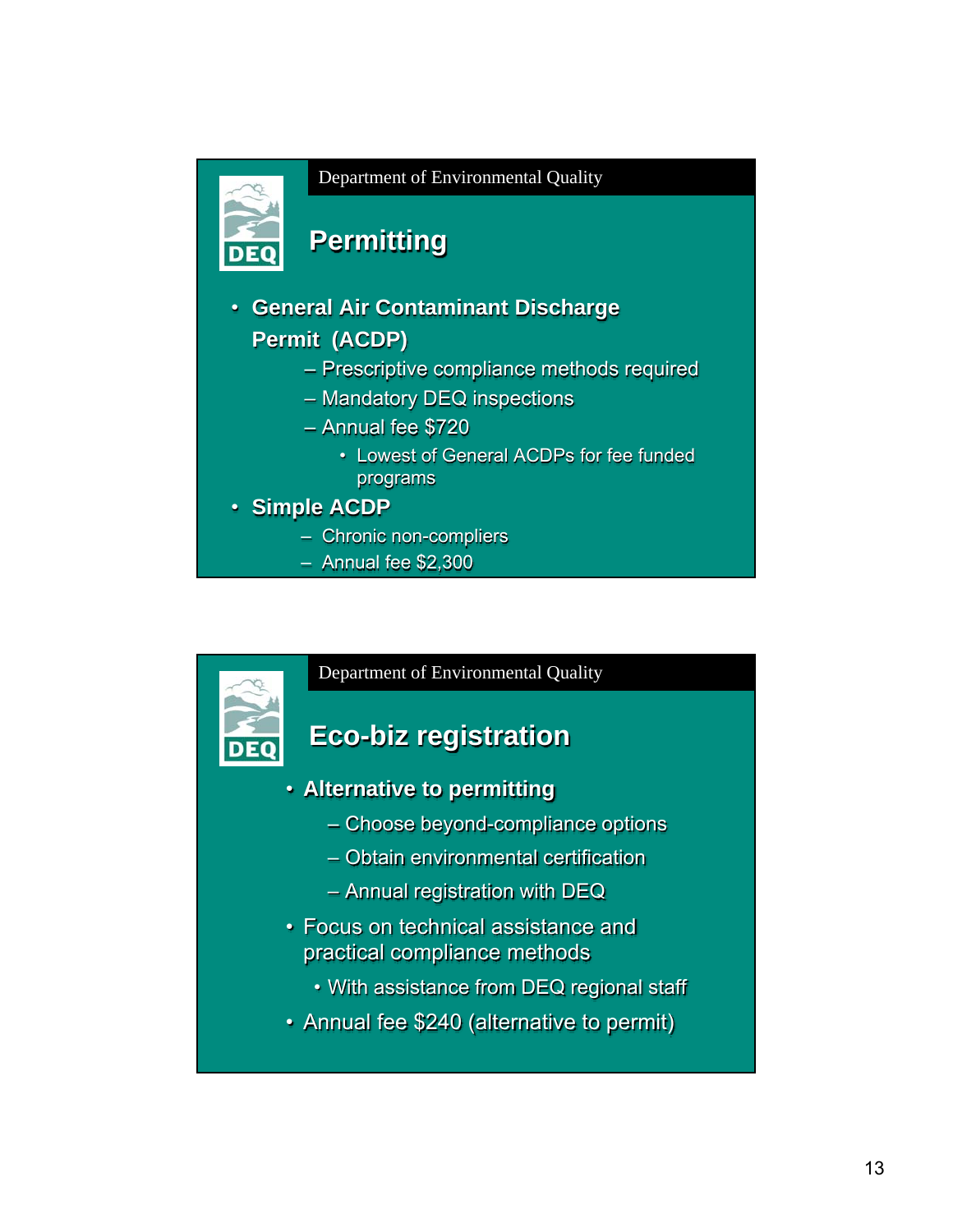Department of Environmental Quality

## Permitting

- **General Air Contaminant Discharge Permit (ACDP)**
  - Prescriptive compliance methods required
  - Mandatory DEQ inspections
  - Annual fee $720
    - Lowest of General ACDPs for fee funded programs
- **Simple ACDP**
  - Chronic non-compliers
  - Annual fee $2,300

Department of Environmental Quality

## Eco-biz registration

- **Alternative to permitting**
  - Choose beyond-compliance options
  - Obtain environmental certification
  - Annual registration with DEQ
- Focus on technical assistance and practical compliance methods
  - With assistance from DEQ regional staff
- Annual fee $240 (alternative to permit)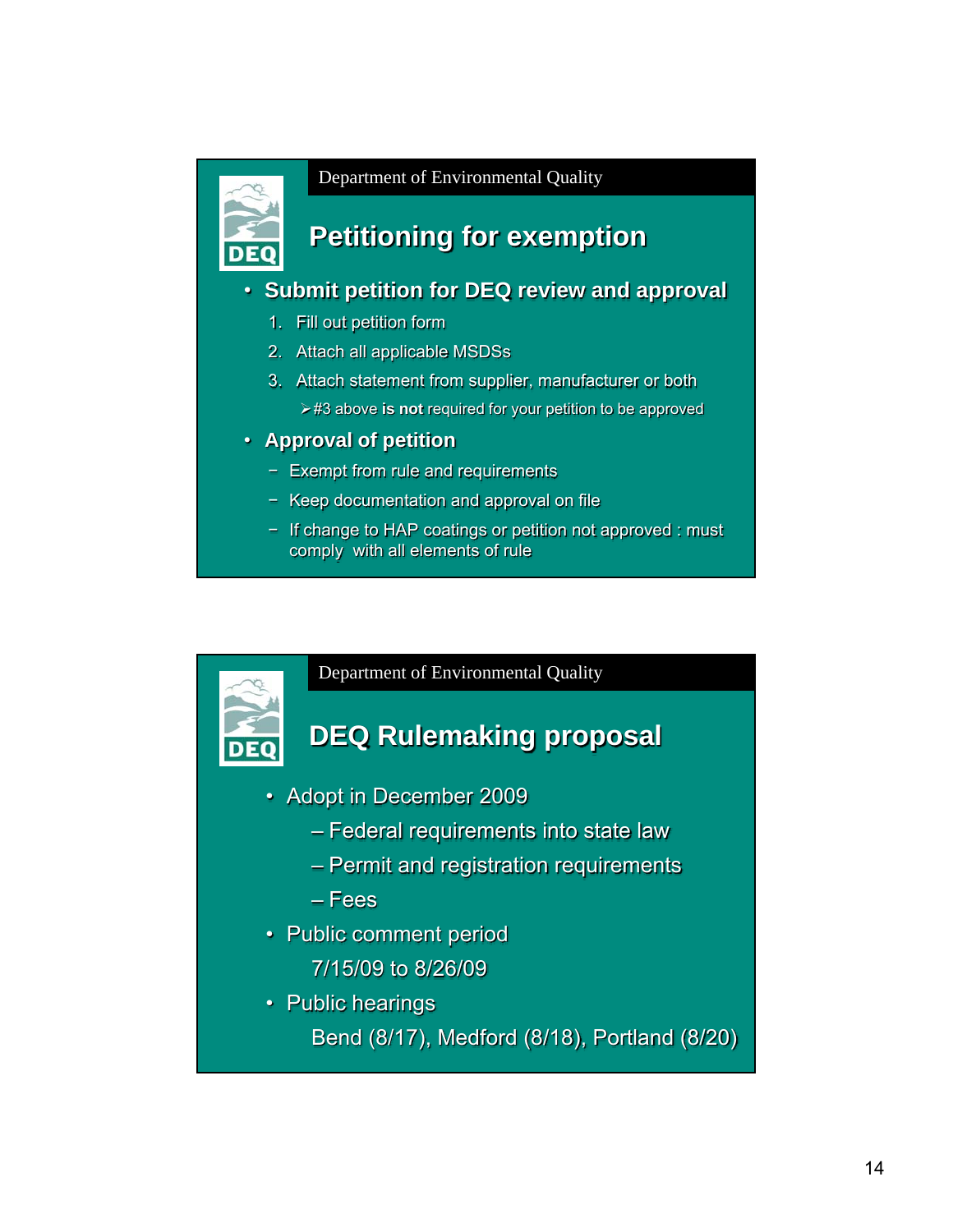Department of Environmental Quality

## Petitioning for exemption

- **Submit petition for DEQ review and approval**
  1. Fill out petition form
  2. Attach all applicable MSDSs
  3. Attach statement from supplier, manufacturer or both
     - #3 above **is not** required for your petition to be approved
- **Approval of petition**
  - Exempt from rule and requirements
  - Keep documentation and approval on file
  - If change to HAP coatings or petition not approved : must comply with all elements of rule

Department of Environmental Quality

## DEQ Rulemaking proposal

- Adopt in December 2009
  - Federal requirements into state law
  - Permit and registration requirements
  - Fees
- Public comment period

  7/15/09 to 8/26/09
- Public hearings

  Bend (8/17), Medford (8/18), Portland (8/20)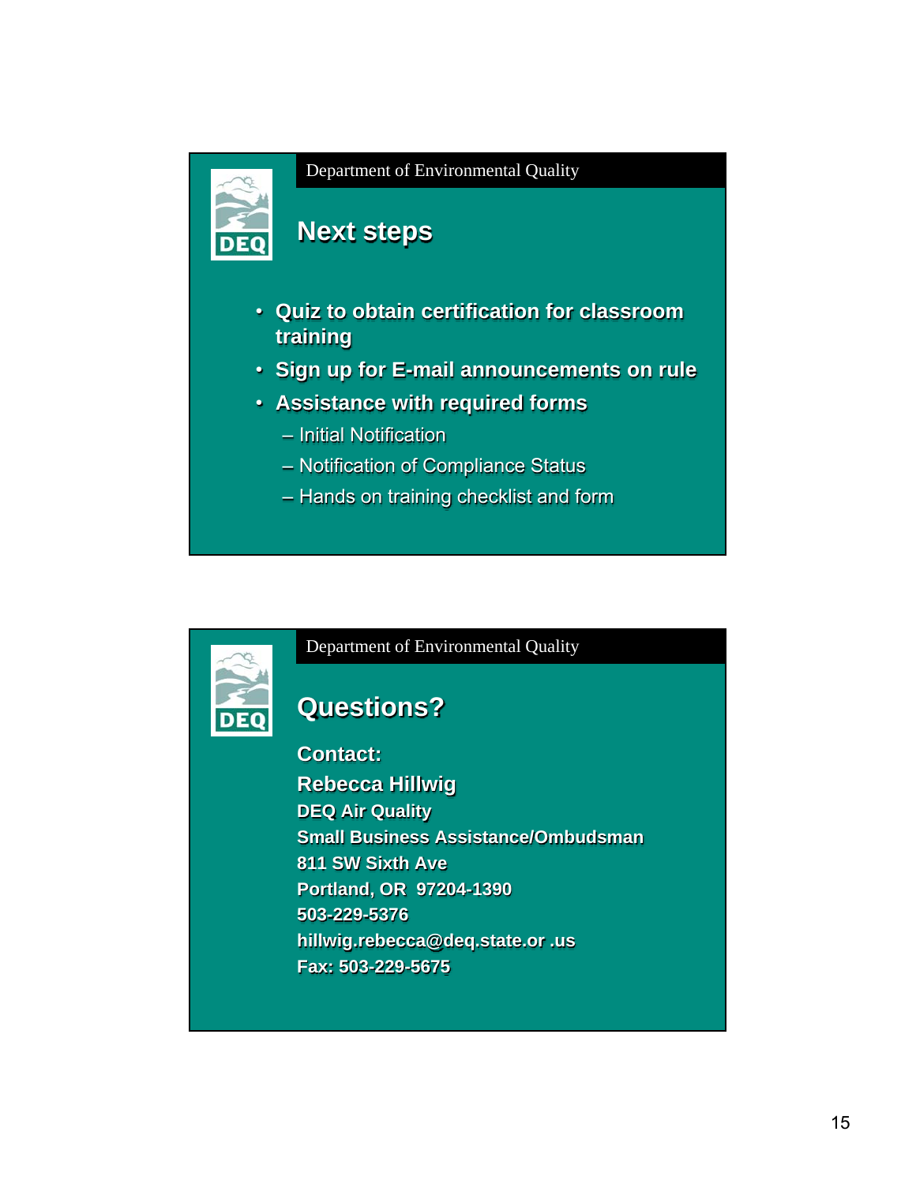Department of Environmental Quality

## Next steps

- Quiz to obtain certification for classroom training
- Sign up for E-mail announcements on rule
- Assistance with required forms
  - Initial Notification
  - Notification of Compliance Status
  - Hands on training checklist and form

Department of Environmental Quality

## Questions?

**Contact:**

**Rebecca Hillwig**
**DEQ Air Quality**
**Small Business Assistance/Ombudsman**
**811 SW Sixth Ave**
**Portland, OR 97204-1390**
**503-229-5376**
**hillwig.rebecca@deq.state.or .us**
**Fax: 503-229-5675**